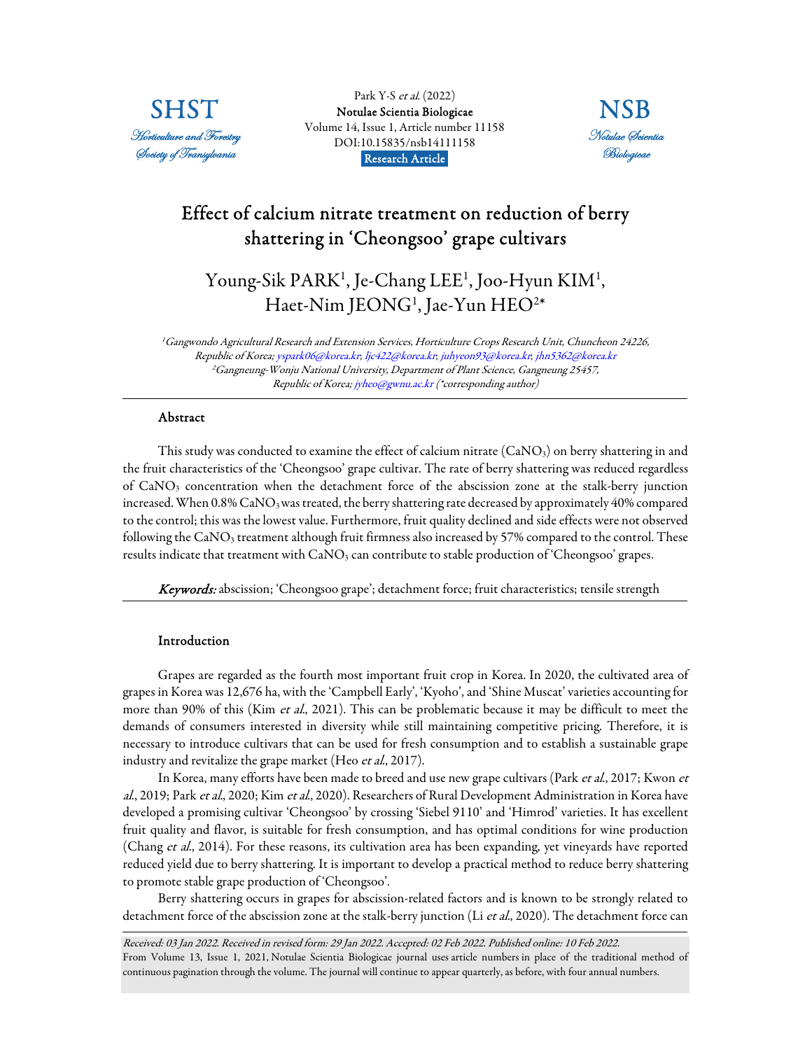Park Y-S *et al.* (2022)
**Notulae Scientia Biologicae**
Volume 14, Issue 1, Article number 11158
DOI:10.15835/nsb14111158
**Research Article**

# Effect of calcium nitrate treatment on reduction of berry shattering in 'Cheongsoo' grape cultivars

Young-Sik PARK[1], Je-Chang LEE[1], Joo-Hyun KIM[1], Haet-Nim JEONG[1], Jae-Yun HEO[2]*

*[1]Gangwondo Agricultural Research and Extension Services, Horticulture Crops Research Unit, Chuncheon 24226, Republic of Korea; yspark06@korea.kr; ljc422@korea.kr; juhyeon93@korea.kr; jhn5362@korea.kr*
*[2]Gangneung-Wonju National University, Department of Plant Science, Gangneung 25457, Republic of Korea; jyheo@gwnu.ac.kr (*corresponding author)*

## Abstract

This study was conducted to examine the effect of calcium nitrate ($CaNO_3$) on berry shattering in and the fruit characteristics of the 'Cheongsoo' grape cultivar. The rate of berry shattering was reduced regardless of $CaNO_3$ concentration when the detachment force of the abscission zone at the stalk-berry junction increased. When 0.8% $CaNO_3$ was treated, the berry shattering rate decreased by approximately 40% compared to the control; this was the lowest value. Furthermore, fruit quality declined and side effects were not observed following the $CaNO_3$ treatment although fruit firmness also increased by 57% compared to the control. These results indicate that treatment with $CaNO_3$ can contribute to stable production of 'Cheongsoo' grapes.

***Keywords:*** abscission; 'Cheongsoo grape'; detachment force; fruit characteristics; tensile strength

## Introduction

Grapes are regarded as the fourth most important fruit crop in Korea. In 2020, the cultivated area of grapes in Korea was 12,676 ha, with the 'Campbell Early', 'Kyoho', and 'Shine Muscat' varieties accounting for more than 90% of this (Kim *et al.*, 2021). This can be problematic because it may be difficult to meet the demands of consumers interested in diversity while still maintaining competitive pricing. Therefore, it is necessary to introduce cultivars that can be used for fresh consumption and to establish a sustainable grape industry and revitalize the grape market (Heo *et al.*, 2017).

In Korea, many efforts have been made to breed and use new grape cultivars (Park *et al.*, 2017; Kwon *et al.*, 2019; Park *et al.*, 2020; Kim *et al.*, 2020). Researchers of Rural Development Administration in Korea have developed a promising cultivar 'Cheongsoo' by crossing 'Siebel 9110' and 'Himrod' varieties. It has excellent fruit quality and flavor, is suitable for fresh consumption, and has optimal conditions for wine production (Chang *et al.*, 2014). For these reasons, its cultivation area has been expanding, yet vineyards have reported reduced yield due to berry shattering. It is important to develop a practical method to reduce berry shattering to promote stable grape production of 'Cheongsoo'.

Berry shattering occurs in grapes for abscission-related factors and is known to be strongly related to detachment force of the abscission zone at the stalk-berry junction (Li *et al.*, 2020). The detachment force can

*Received: 03 Jan 2022. Received in revised form: 29 Jan 2022. Accepted: 02 Feb 2022. Published online: 10 Feb 2022.*
From Volume 13, Issue 1, 2021, Notulae Scientia Biologicae journal uses article numbers in place of the traditional method of continuous pagination through the volume. The journal will continue to appear quarterly, as before, with four annual numbers.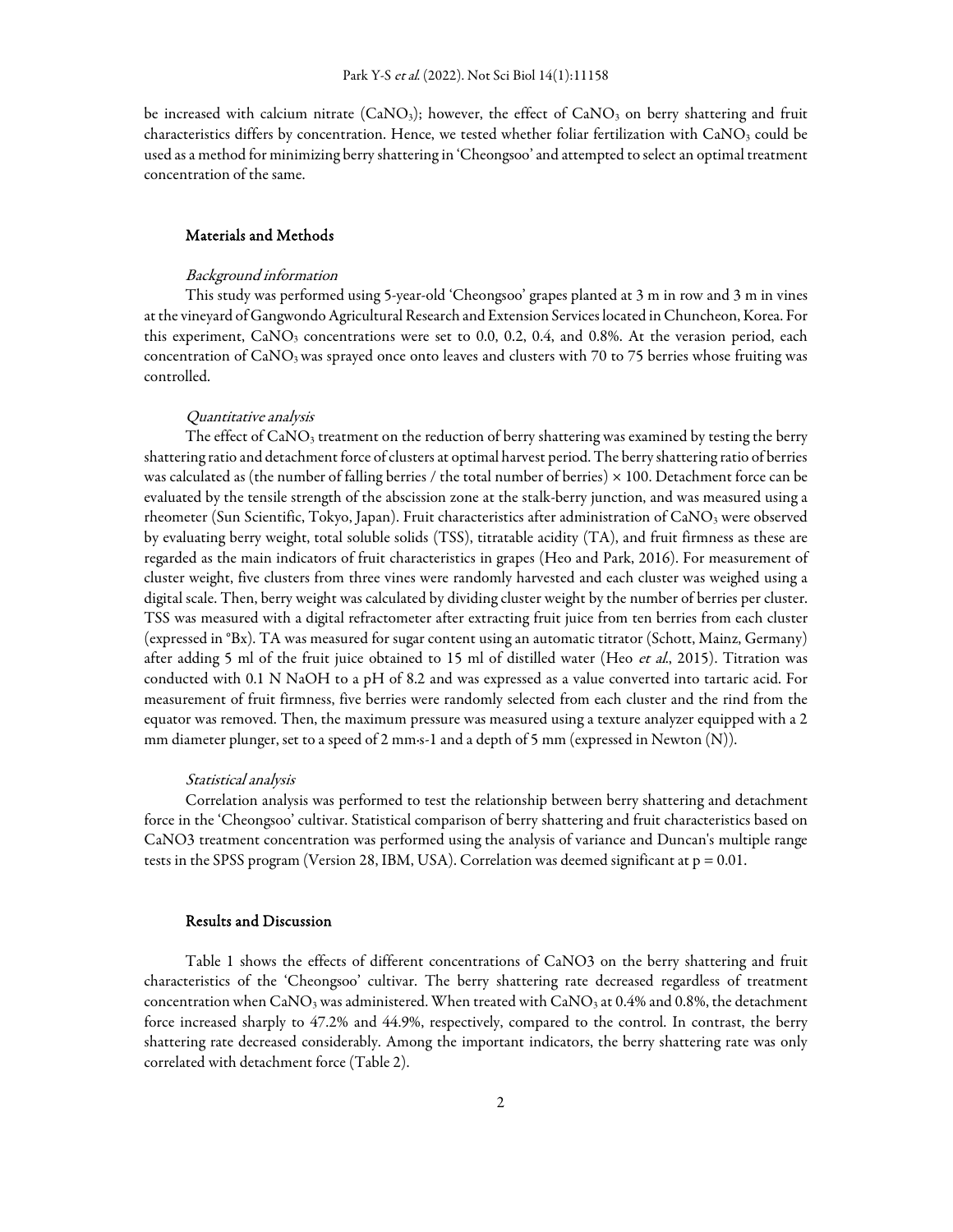be increased with calcium nitrate ($CaNO_3$); however, the effect of $CaNO_3$ on berry shattering and fruit characteristics differs by concentration. Hence, we tested whether foliar fertilization with $CaNO_3$ could be used as a method for minimizing berry shattering in 'Cheongsoo' and attempted to select an optimal treatment concentration of the same.

## Materials and Methods

### *Background information*

This study was performed using 5-year-old 'Cheongsoo' grapes planted at 3 m in row and 3 m in vines at the vineyard of Gangwondo Agricultural Research and Extension Services located in Chuncheon, Korea. For this experiment, $CaNO_3$ concentrations were set to 0.0, 0.2, 0.4, and 0.8%. At the verasion period, each concentration of $CaNO_3$ was sprayed once onto leaves and clusters with 70 to 75 berries whose fruiting was controlled.

### *Quantitative analysis*

The effect of $CaNO_3$ treatment on the reduction of berry shattering was examined by testing the berry shattering ratio and detachment force of clusters at optimal harvest period. The berry shattering ratio of berries was calculated as (the number of falling berries / the total number of berries) × 100. Detachment force can be evaluated by the tensile strength of the abscission zone at the stalk-berry junction, and was measured using a rheometer (Sun Scientific, Tokyo, Japan). Fruit characteristics after administration of $CaNO_3$ were observed by evaluating berry weight, total soluble solids (TSS), titratable acidity (TA), and fruit firmness as these are regarded as the main indicators of fruit characteristics in grapes (Heo and Park, 2016). For measurement of cluster weight, five clusters from three vines were randomly harvested and each cluster was weighed using a digital scale. Then, berry weight was calculated by dividing cluster weight by the number of berries per cluster. TSS was measured with a digital refractometer after extracting fruit juice from ten berries from each cluster (expressed in °Bx). TA was measured for sugar content using an automatic titrator (Schott, Mainz, Germany) after adding 5 ml of the fruit juice obtained to 15 ml of distilled water (Heo *et al*., 2015). Titration was conducted with 0.1 N NaOH to a pH of 8.2 and was expressed as a value converted into tartaric acid. For measurement of fruit firmness, five berries were randomly selected from each cluster and the rind from the equator was removed. Then, the maximum pressure was measured using a texture analyzer equipped with a 2 mm diameter plunger, set to a speed of 2 mm·s-1 and a depth of 5 mm (expressed in Newton (N)).

### *Statistical analysis*

Correlation analysis was performed to test the relationship between berry shattering and detachment force in the 'Cheongsoo' cultivar. Statistical comparison of berry shattering and fruit characteristics based on CaNO3 treatment concentration was performed using the analysis of variance and Duncan's multiple range tests in the SPSS program (Version 28, IBM, USA). Correlation was deemed significant at $p = 0.01$.

## Results and Discussion

Table 1 shows the effects of different concentrations of CaNO3 on the berry shattering and fruit characteristics of the 'Cheongsoo' cultivar. The berry shattering rate decreased regardless of treatment concentration when $CaNO_3$ was administered. When treated with $CaNO_3$ at 0.4% and 0.8%, the detachment force increased sharply to 47.2% and 44.9%, respectively, compared to the control. In contrast, the berry shattering rate decreased considerably. Among the important indicators, the berry shattering rate was only correlated with detachment force (Table 2).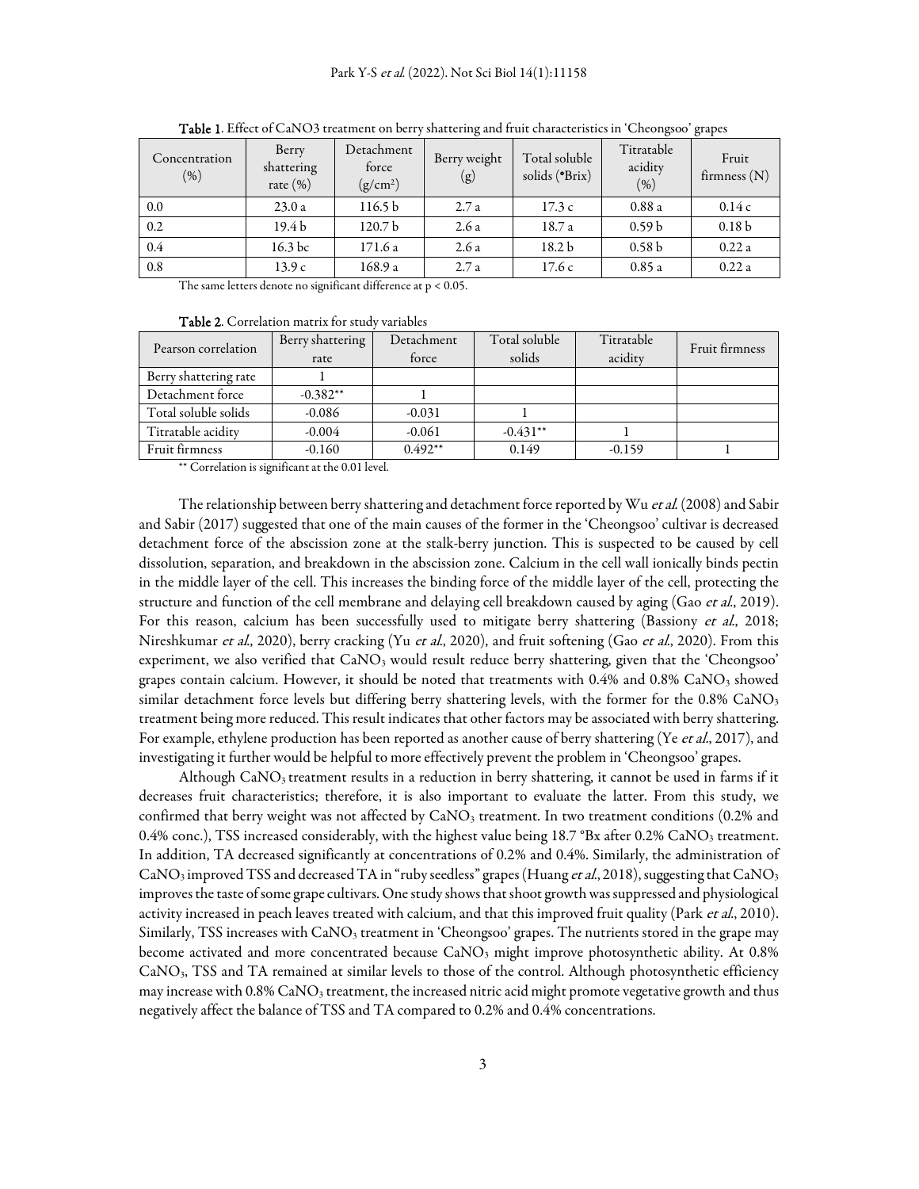**Table 1.** Effect of CaNO3 treatment on berry shattering and fruit characteristics in 'Cheongsoo' grapes

| Concentration (%) | Berry shattering rate (%) | Detachment force (g/cm²) | Berry weight (g) | Total soluble solids (°Brix) | Titratable acidity (%) | Fruit firmness (N) |
|---|---|---|---|---|---|---|
| 0.0 | 23.0 a | 116.5 b | 2.7 a | 17.3 c | 0.88 a | 0.14 c |
| 0.2 | 19.4 b | 120.7 b | 2.6 a | 18.7 a | 0.59 b | 0.18 b |
| 0.4 | 16.3 bc | 171.6 a | 2.6 a | 18.2 b | 0.58 b | 0.22 a |
| 0.8 | 13.9 c | 168.9 a | 2.7 a | 17.6 c | 0.85 a | 0.22 a |

The same letters denote no significant difference at $p < 0.05$.

**Table 2.** Correlation matrix for study variables

| Pearson correlation | Berry shattering rate | Detachment force | Total soluble solids | Titratable acidity | Fruit firmness |
|---|---|---|---|---|---|
| Berry shattering rate | 1 | | | | |
| Detachment force | -0.382** | 1 | | | |
| Total soluble solids | -0.086 | -0.031 | 1 | | |
| Titratable acidity | -0.004 | -0.061 | -0.431** | 1 | |
| Fruit firmness | -0.160 | 0.492** | 0.149 | -0.159 | 1 |

** Correlation is significant at the 0.01 level.

The relationship between berry shattering and detachment force reported by Wu *et al.* (2008) and Sabir and Sabir (2017) suggested that one of the main causes of the former in the 'Cheongsoo' cultivar is decreased detachment force of the abscission zone at the stalk-berry junction. This is suspected to be caused by cell dissolution, separation, and breakdown in the abscission zone. Calcium in the cell wall ionically binds pectin in the middle layer of the cell. This increases the binding force of the middle layer of the cell, protecting the structure and function of the cell membrane and delaying cell breakdown caused by aging (Gao *et al.*, 2019). For this reason, calcium has been successfully used to mitigate berry shattering (Bassiony *et al.*, 2018; Nireshkumar *et al.*, 2020), berry cracking (Yu *et al.*, 2020), and fruit softening (Gao *et al.*, 2020). From this experiment, we also verified that $CaNO_3$ would result reduce berry shattering, given that the 'Cheongsoo' grapes contain calcium. However, it should be noted that treatments with 0.4% and 0.8% $CaNO_3$ showed similar detachment force levels but differing berry shattering levels, with the former for the 0.8% $CaNO_3$ treatment being more reduced. This result indicates that other factors may be associated with berry shattering. For example, ethylene production has been reported as another cause of berry shattering (Ye *et al.*, 2017), and investigating it further would be helpful to more effectively prevent the problem in 'Cheongsoo' grapes.

Although $CaNO_3$ treatment results in a reduction in berry shattering, it cannot be used in farms if it decreases fruit characteristics; therefore, it is also important to evaluate the latter. From this study, we confirmed that berry weight was not affected by $CaNO_3$ treatment. In two treatment conditions (0.2% and 0.4% conc.), TSS increased considerably, with the highest value being 18.7 °Bx after 0.2% $CaNO_3$ treatment. In addition, TA decreased significantly at concentrations of 0.2% and 0.4%. Similarly, the administration of $CaNO_3$ improved TSS and decreased TA in "ruby seedless" grapes (Huang *et al.*, 2018), suggesting that $CaNO_3$ improves the taste of some grape cultivars. One study shows that shoot growth was suppressed and physiological activity increased in peach leaves treated with calcium, and that this improved fruit quality (Park *et al.*, 2010). Similarly, TSS increases with $CaNO_3$ treatment in 'Cheongsoo' grapes. The nutrients stored in the grape may become activated and more concentrated because $CaNO_3$ might improve photosynthetic ability. At 0.8% $CaNO_3$, TSS and TA remained at similar levels to those of the control. Although photosynthetic efficiency may increase with 0.8% $CaNO_3$ treatment, the increased nitric acid might promote vegetative growth and thus negatively affect the balance of TSS and TA compared to 0.2% and 0.4% concentrations.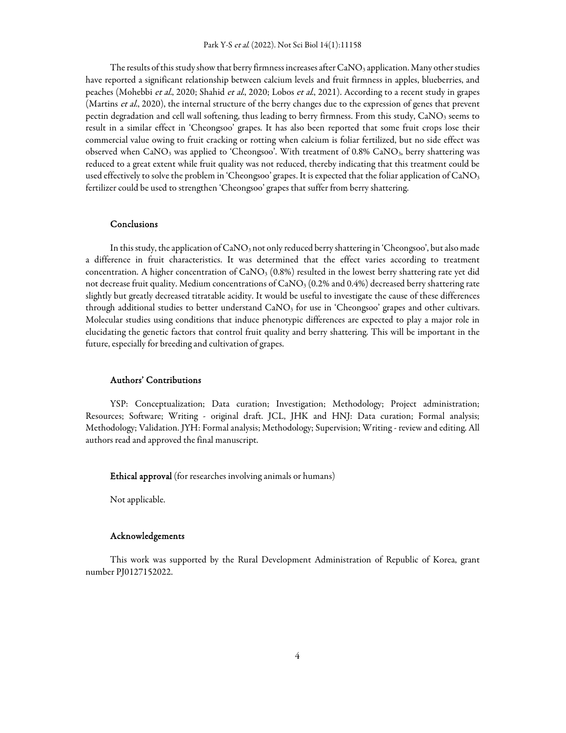The results of this study show that berry firmness increases after $CaNO_3$ application. Many other studies have reported a significant relationship between calcium levels and fruit firmness in apples, blueberries, and peaches (Mohebbi *et al.*, 2020; Shahid *et al.*, 2020; Lobos *et al.*, 2021). According to a recent study in grapes (Martins *et al.*, 2020), the internal structure of the berry changes due to the expression of genes that prevent pectin degradation and cell wall softening, thus leading to berry firmness. From this study, $CaNO_3$ seems to result in a similar effect in 'Cheongsoo' grapes. It has also been reported that some fruit crops lose their commercial value owing to fruit cracking or rotting when calcium is foliar fertilized, but no side effect was observed when $CaNO_3$ was applied to 'Cheongsoo'. With treatment of 0.8% $CaNO_3$, berry shattering was reduced to a great extent while fruit quality was not reduced, thereby indicating that this treatment could be used effectively to solve the problem in 'Cheongsoo' grapes. It is expected that the foliar application of $CaNO_3$ fertilizer could be used to strengthen 'Cheongsoo' grapes that suffer from berry shattering.

## Conclusions

In this study, the application of $CaNO_3$ not only reduced berry shattering in 'Cheongsoo', but also made a difference in fruit characteristics. It was determined that the effect varies according to treatment concentration. A higher concentration of $CaNO_3$ (0.8%) resulted in the lowest berry shattering rate yet did not decrease fruit quality. Medium concentrations of $CaNO_3$ (0.2% and 0.4%) decreased berry shattering rate slightly but greatly decreased titratable acidity. It would be useful to investigate the cause of these differences through additional studies to better understand $CaNO_3$ for use in 'Cheongsoo' grapes and other cultivars. Molecular studies using conditions that induce phenotypic differences are expected to play a major role in elucidating the genetic factors that control fruit quality and berry shattering. This will be important in the future, especially for breeding and cultivation of grapes.

## Authors' Contributions

YSP: Conceptualization; Data curation; Investigation; Methodology; Project administration; Resources; Software; Writing - original draft. JCL, JHK and HNJ: Data curation; Formal analysis; Methodology; Validation. JYH: Formal analysis; Methodology; Supervision; Writing - review and editing. All authors read and approved the final manuscript.

**Ethical approval** (for researches involving animals or humans)

Not applicable.

## Acknowledgements

This work was supported by the Rural Development Administration of Republic of Korea, grant number PJ0127152022.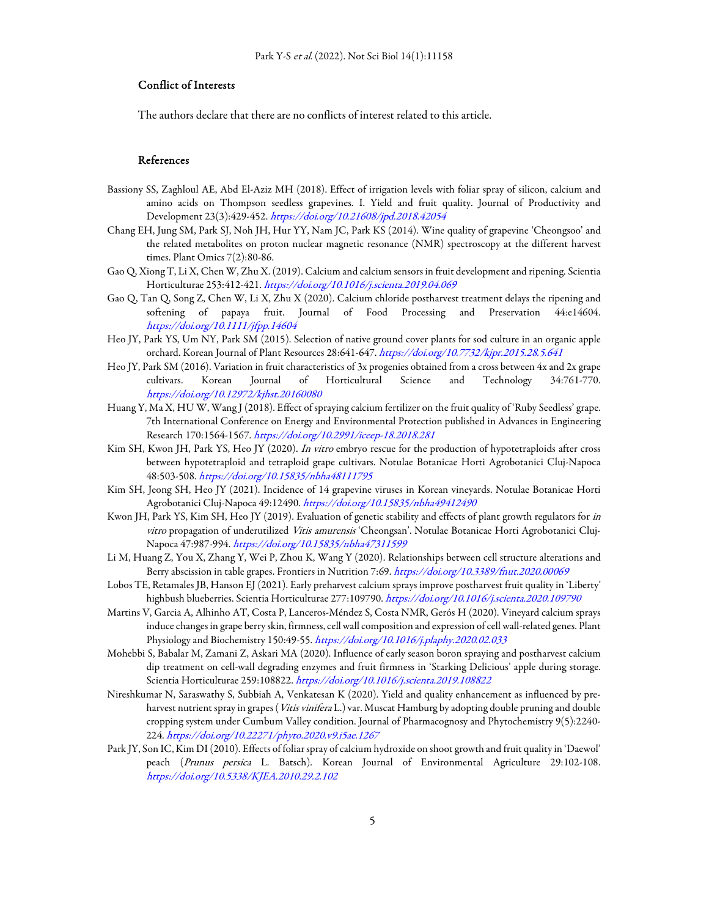## Conflict of Interests

The authors declare that there are no conflicts of interest related to this article.

## References

Bassiony SS, Zaghloul AE, Abd El-Aziz MH (2018). Effect of irrigation levels with foliar spray of silicon, calcium and amino acids on Thompson seedless grapevines. I. Yield and fruit quality. Journal of Productivity and Development 23(3):429-452. https://doi.org/10.21608/jpd.2018.42054

Chang EH, Jung SM, Park SJ, Noh JH, Hur YY, Nam JC, Park KS (2014). Wine quality of grapevine 'Cheongsoo' and the related metabolites on proton nuclear magnetic resonance (NMR) spectroscopy at the different harvest times. Plant Omics 7(2):80-86.

Gao Q, Xiong T, Li X, Chen W, Zhu X. (2019). Calcium and calcium sensors in fruit development and ripening. Scientia Horticulturae 253:412-421. https://doi.org/10.1016/j.scienta.2019.04.069

Gao Q, Tan Q, Song Z, Chen W, Li X, Zhu X (2020). Calcium chloride postharvest treatment delays the ripening and softening of papaya fruit. Journal of Food Processing and Preservation 44:e14604. https://doi.org/10.1111/jfpp.14604

Heo JY, Park YS, Um NY, Park SM (2015). Selection of native ground cover plants for sod culture in an organic apple orchard. Korean Journal of Plant Resources 28:641-647. https://doi.org/10.7732/kjpr.2015.28.5.641

Heo JY, Park SM (2016). Variation in fruit characteristics of 3x progenies obtained from a cross between 4x and 2x grape cultivars. Korean Journal of Horticultural Science and Technology 34:761-770. https://doi.org/10.12972/kjhst.20160080

Huang Y, Ma X, HU W, Wang J (2018). Effect of spraying calcium fertilizer on the fruit quality of 'Ruby Seedless' grape. 7th International Conference on Energy and Environmental Protection published in Advances in Engineering Research 170:1564-1567. https://doi.org/10.2991/iceep-18.2018.281

Kim SH, Kwon JH, Park YS, Heo JY (2020). *In vitro* embryo rescue for the production of hypotetraploids after cross between hypotetraploid and tetraploid grape cultivars. Notulae Botanicae Horti Agrobotanici Cluj-Napoca 48:503-508. https://doi.org/10.15835/nbha48111795

Kim SH, Jeong SH, Heo JY (2021). Incidence of 14 grapevine viruses in Korean vineyards. Notulae Botanicae Horti Agrobotanici Cluj-Napoca 49:12490. https://doi.org/10.15835/nbha49412490

Kwon JH, Park YS, Kim SH, Heo JY (2019). Evaluation of genetic stability and effects of plant growth regulators for *in vitro* propagation of underutilized *Vitis amurensis* 'Cheongsan'. Notulae Botanicae Horti Agrobotanici Cluj-Napoca 47:987-994. https://doi.org/10.15835/nbha47311599

Li M, Huang Z, You X, Zhang Y, Wei P, Zhou K, Wang Y (2020). Relationships between cell structure alterations and Berry abscission in table grapes. Frontiers in Nutrition 7:69. https://doi.org/10.3389/fnut.2020.00069

Lobos TE, Retamales JB, Hanson EJ (2021). Early preharvest calcium sprays improve postharvest fruit quality in 'Liberty' highbush blueberries. Scientia Horticulturae 277:109790. https://doi.org/10.1016/j.scienta.2020.109790

Martins V, Garcia A, Alhinho AT, Costa P, Lanceros-Méndez S, Costa NMR, Gerós H (2020). Vineyard calcium sprays induce changes in grape berry skin, firmness, cell wall composition and expression of cell wall-related genes. Plant Physiology and Biochemistry 150:49-55. https://doi.org/10.1016/j.plaphy.2020.02.033

Mohebbi S, Babalar M, Zamani Z, Askari MA (2020). Influence of early season boron spraying and postharvest calcium dip treatment on cell-wall degrading enzymes and fruit firmness in 'Starking Delicious' apple during storage. Scientia Horticulturae 259:108822. https://doi.org/10.1016/j.scienta.2019.108822

Nireshkumar N, Saraswathy S, Subbiah A, Venkatesan K (2020). Yield and quality enhancement as influenced by pre-harvest nutrient spray in grapes (*Vitis vinifera* L.) var. Muscat Hamburg by adopting double pruning and double cropping system under Cumbum Valley condition. Journal of Pharmacognosy and Phytochemistry 9(5):2240-224. https://doi.org/10.22271/phyto.2020.v9.i5ae.1267

Park JY, Son IC, Kim DI (2010). Effects of foliar spray of calcium hydroxide on shoot growth and fruit quality in 'Daewol' peach (*Prunus persica* L. Batsch). Korean Journal of Environmental Agriculture 29:102-108. https://doi.org/10.5338/KJEA.2010.29.2.102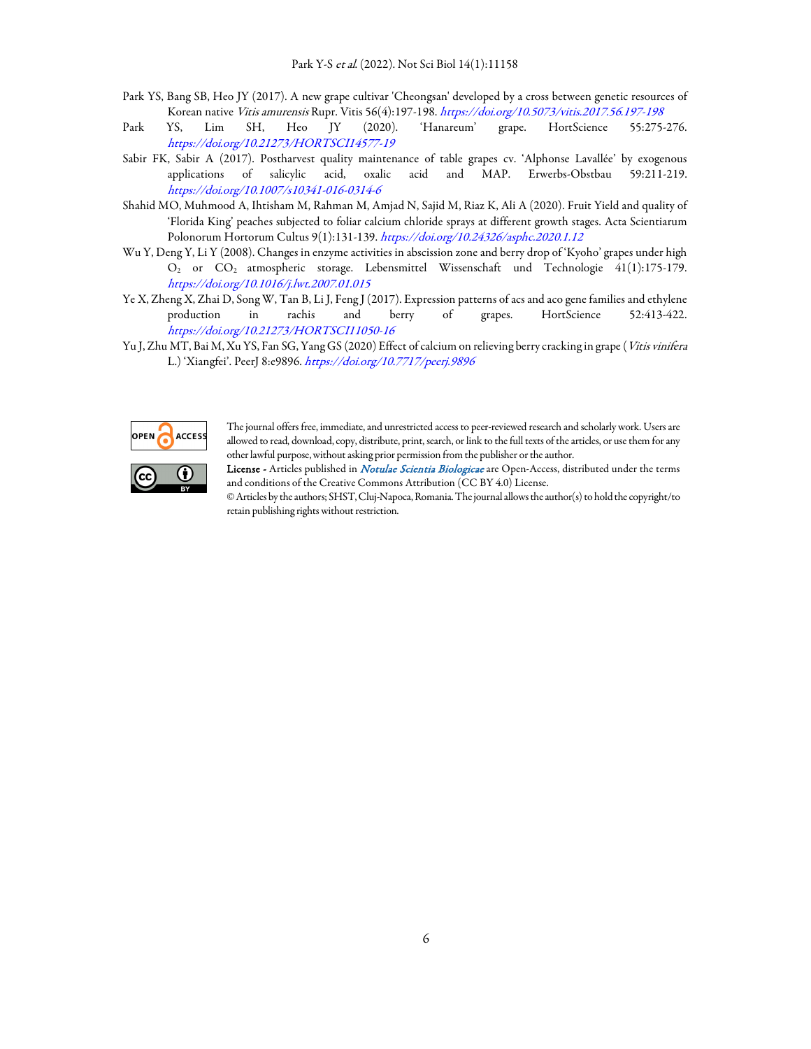Park YS, Bang SB, Heo JY (2017). A new grape cultivar 'Cheongsan' developed by a cross between genetic resources of Korean native *Vitis amurensis* Rupr. Vitis 56(4):197-198. *https://doi.org/10.5073/vitis.2017.56.197-198*

Park YS, Lim SH, Heo JY (2020). 'Hanareum' grape. HortScience 55:275-276. *https://doi.org/10.21273/HORTSCI14577-19*

Sabir FK, Sabir A (2017). Postharvest quality maintenance of table grapes cv. 'Alphonse Lavallée' by exogenous applications of salicylic acid, oxalic acid and MAP. Erwerbs-Obstbau 59:211-219. *https://doi.org/10.1007/s10341-016-0314-6*

Shahid MO, Muhmood A, Ihtisham M, Rahman M, Amjad N, Sajid M, Riaz K, Ali A (2020). Fruit Yield and quality of 'Florida King' peaches subjected to foliar calcium chloride sprays at different growth stages. Acta Scientiarum Polonorum Hortorum Cultus 9(1):131-139. *https://doi.org/10.24326/asphc.2020.1.12*

Wu Y, Deng Y, Li Y (2008). Changes in enzyme activities in abscission zone and berry drop of 'Kyoho' grapes under high $O_2$ or $CO_2$ atmospheric storage. Lebensmittel Wissenschaft und Technologie 41(1):175-179. *https://doi.org/10.1016/j.lwt.2007.01.015*

Ye X, Zheng X, Zhai D, Song W, Tan B, Li J, Feng J (2017). Expression patterns of acs and aco gene families and ethylene production in rachis and berry of grapes. HortScience 52:413-422. *https://doi.org/10.21273/HORTSCI11050-16*

Yu J, Zhu MT, Bai M, Xu YS, Fan SG, Yang GS (2020) Effect of calcium on relieving berry cracking in grape (*Vitis vinifera* L.) 'Xiangfei'. PeerJ 8:e9896. *https://doi.org/10.7717/peerj.9896*

The journal offers free, immediate, and unrestricted access to peer-reviewed research and scholarly work. Users are allowed to read, download, copy, distribute, print, search, or link to the full texts of the articles, or use them for any other lawful purpose, without asking prior permission from the publisher or the author.

**License** - Articles published in ***Notulae Scientia Biologicae*** are Open-Access, distributed under the terms and conditions of the Creative Commons Attribution (CC BY 4.0) License.

© Articles by the authors; SHST, Cluj-Napoca, Romania. The journal allows the author(s) to hold the copyright/to retain publishing rights without restriction.